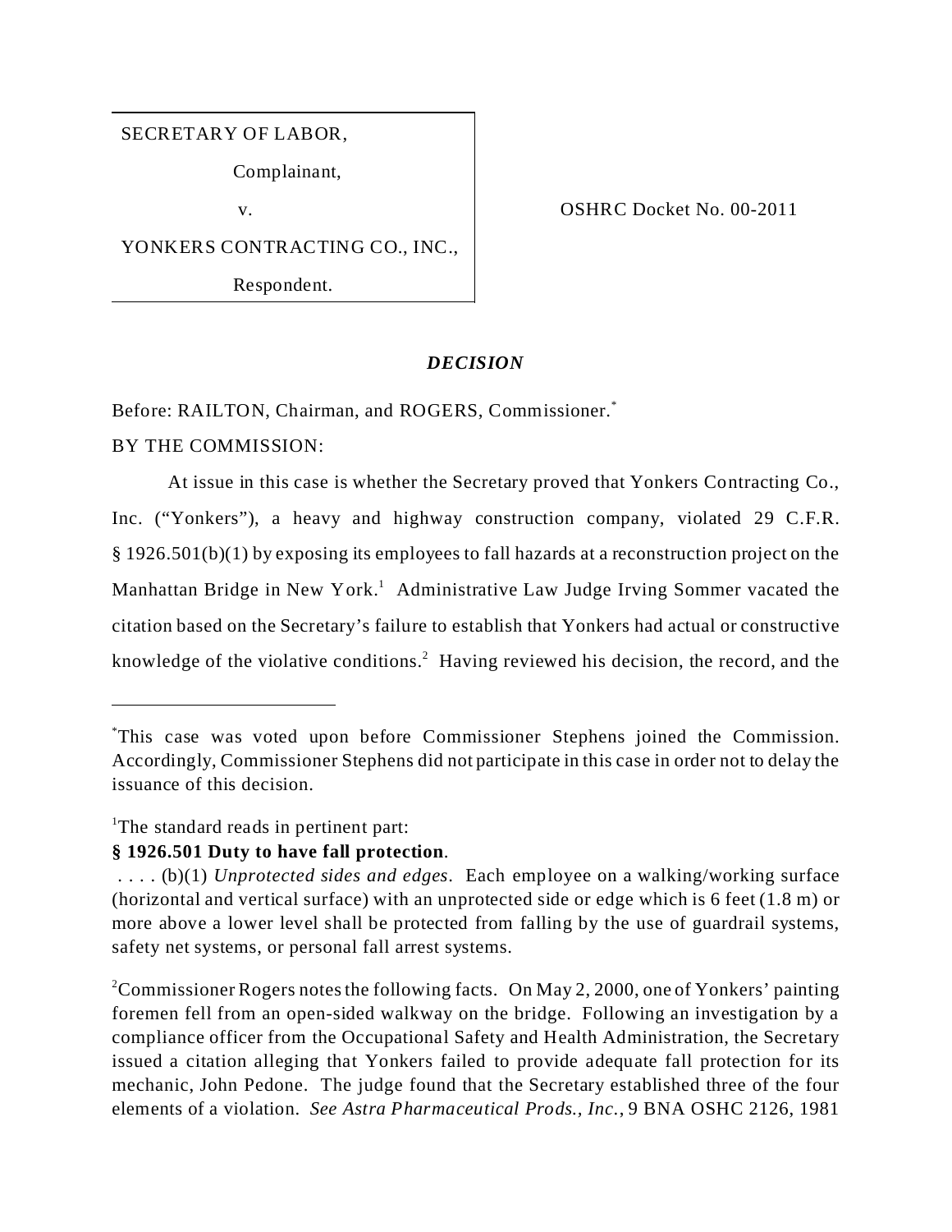| SECRETARY OF LABOR, | |
|---|---|
| Complainant, | |
| v. | OSHRC Docket No. 00-2011 |
| YONKERS CONTRACTING CO., INC., | |
| Respondent. | |

## *DECISION*

Before: RAILTON, Chairman, and ROGERS, Commissioner.[*]

BY THE COMMISSION:

At issue in this case is whether the Secretary proved that Yonkers Contracting Co., Inc. ("Yonkers"), a heavy and highway construction company, violated 29 C.F.R. § 1926.501(b)(1) by exposing its employees to fall hazards at a reconstruction project on the Manhattan Bridge in New York.[1] Administrative Law Judge Irving Sommer vacated the citation based on the Secretary's failure to establish that Yonkers had actual or constructive knowledge of the violative conditions.[2] Having reviewed his decision, the record, and the

---

[*]This case was voted upon before Commissioner Stephens joined the Commission. Accordingly, Commissioner Stephens did not participate in this case in order not to delay the issuance of this decision.

[1]The standard reads in pertinent part:

**§ 1926.501 Duty to have fall protection**.

. . . . (b)(1) *Unprotected sides and edges*. Each employee on a walking/working surface (horizontal and vertical surface) with an unprotected side or edge which is 6 feet (1.8 m) or more above a lower level shall be protected from falling by the use of guardrail systems, safety net systems, or personal fall arrest systems.

[2]Commissioner Rogers notes the following facts. On May 2, 2000, one of Yonkers' painting foremen fell from an open-sided walkway on the bridge. Following an investigation by a compliance officer from the Occupational Safety and Health Administration, the Secretary issued a citation alleging that Yonkers failed to provide adequate fall protection for its mechanic, John Pedone. The judge found that the Secretary established three of the four elements of a violation. *See Astra Pharmaceutical Prods., Inc.*, 9 BNA OSHC 2126, 1981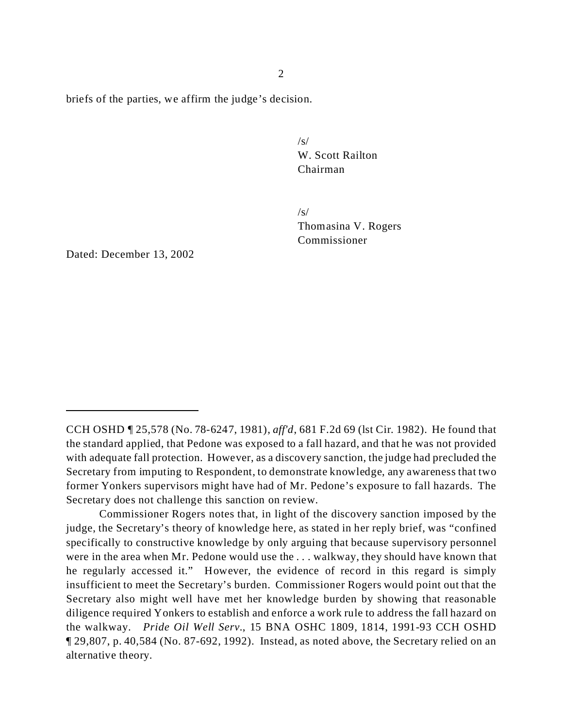briefs of the parties, we affirm the judge's decision.

/s/
W. Scott Railton
Chairman

/s/
Thomasina V. Rogers
Commissioner

Dated: December 13, 2002

---

CCH OSHD ¶ 25,578 (No. 78-6247, 1981), *aff'd*, 681 F.2d 69 (lst Cir. 1982). He found that the standard applied, that Pedone was exposed to a fall hazard, and that he was not provided with adequate fall protection. However, as a discovery sanction, the judge had precluded the Secretary from imputing to Respondent, to demonstrate knowledge, any awareness that two former Yonkers supervisors might have had of Mr. Pedone's exposure to fall hazards. The Secretary does not challenge this sanction on review.

Commissioner Rogers notes that, in light of the discovery sanction imposed by the judge, the Secretary's theory of knowledge here, as stated in her reply brief, was "confined specifically to constructive knowledge by only arguing that because supervisory personnel were in the area when Mr. Pedone would use the . . . walkway, they should have known that he regularly accessed it." However, the evidence of record in this regard is simply insufficient to meet the Secretary's burden. Commissioner Rogers would point out that the Secretary also might well have met her knowledge burden by showing that reasonable diligence required Yonkers to establish and enforce a work rule to address the fall hazard on the walkway. *Pride Oil Well Serv.*, 15 BNA OSHC 1809, 1814, 1991-93 CCH OSHD ¶ 29,807, p. 40,584 (No. 87-692, 1992). Instead, as noted above, the Secretary relied on an alternative theory.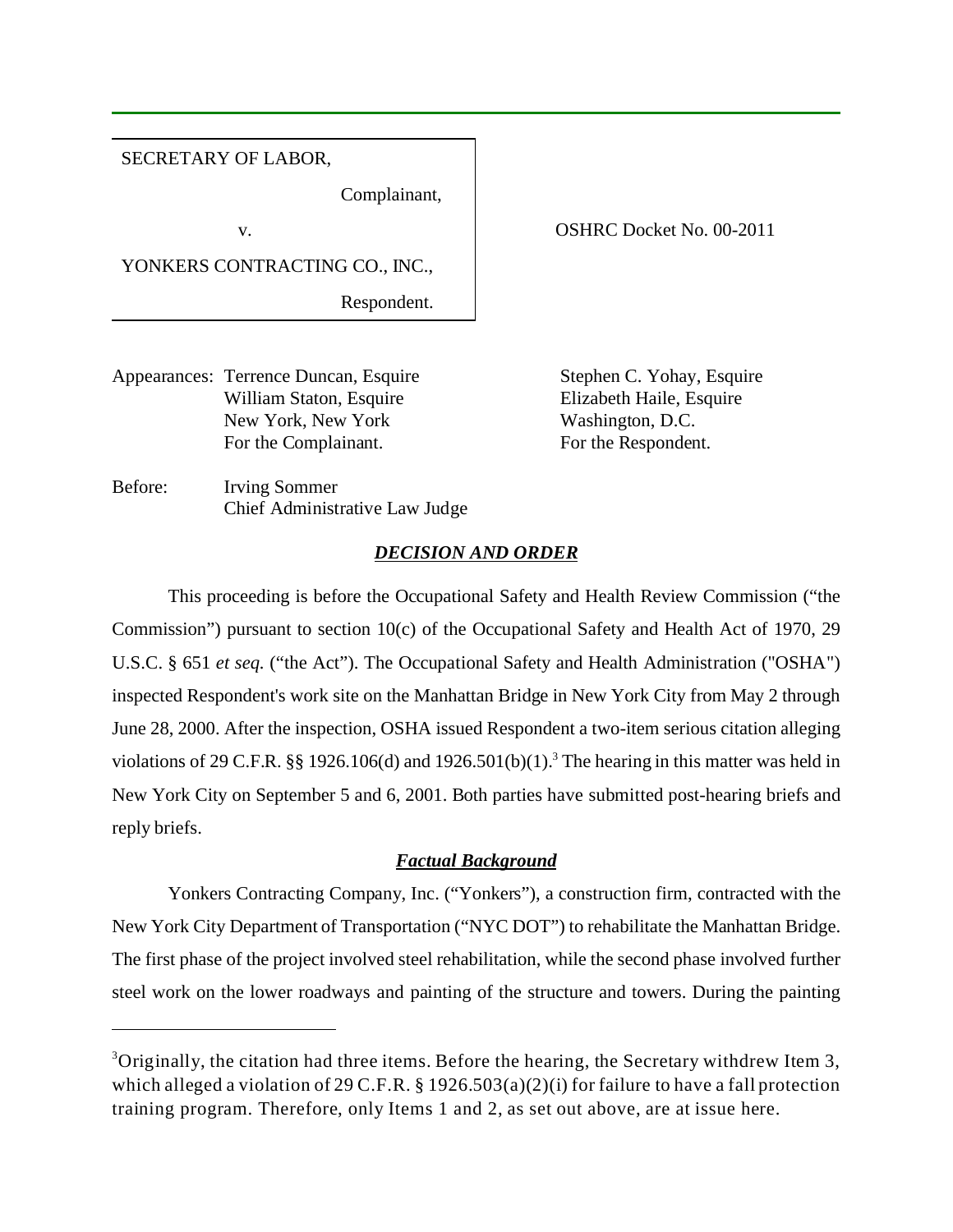SECRETARY OF LABOR,

Complainant,

v.

YONKERS CONTRACTING CO., INC.,

Respondent.

OSHRC Docket No. 00-2011

Appearances: Terrence Duncan, Esquire
William Staton, Esquire
New York, New York
For the Complainant.

Stephen C. Yohay, Esquire
Elizabeth Haile, Esquire
Washington, D.C.
For the Respondent.

Before: Irving Sommer
Chief Administrative Law Judge

## *DECISION AND ORDER*

This proceeding is before the Occupational Safety and Health Review Commission ("the Commission") pursuant to section 10(c) of the Occupational Safety and Health Act of 1970, 29 U.S.C. § 651 *et seq.* ("the Act"). The Occupational Safety and Health Administration ("OSHA") inspected Respondent's work site on the Manhattan Bridge in New York City from May 2 through June 28, 2000. After the inspection, OSHA issued Respondent a two-item serious citation alleging violations of 29 C.F.R. §§ 1926.106(d) and 1926.501(b)(1).[3] The hearing in this matter was held in New York City on September 5 and 6, 2001. Both parties have submitted post-hearing briefs and reply briefs.

### *Factual Background*

Yonkers Contracting Company, Inc. ("Yonkers"), a construction firm, contracted with the New York City Department of Transportation ("NYC DOT") to rehabilitate the Manhattan Bridge. The first phase of the project involved steel rehabilitation, while the second phase involved further steel work on the lower roadways and painting of the structure and towers. During the painting

[3]Originally, the citation had three items. Before the hearing, the Secretary withdrew Item 3, which alleged a violation of 29 C.F.R. § 1926.503(a)(2)(i) for failure to have a fall protection training program. Therefore, only Items 1 and 2, as set out above, are at issue here.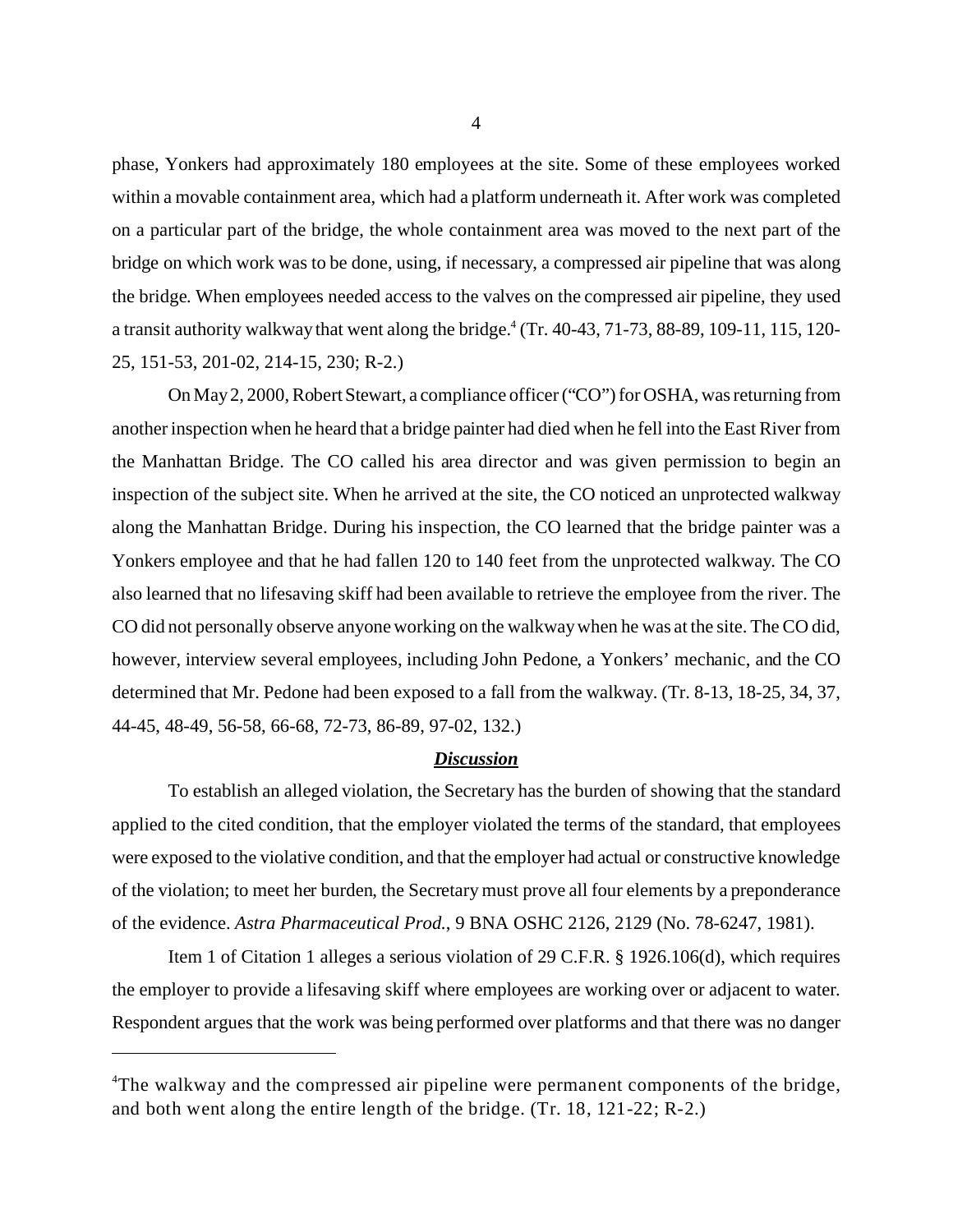phase, Yonkers had approximately 180 employees at the site. Some of these employees worked within a movable containment area, which had a platform underneath it. After work was completed on a particular part of the bridge, the whole containment area was moved to the next part of the bridge on which work was to be done, using, if necessary, a compressed air pipeline that was along the bridge. When employees needed access to the valves on the compressed air pipeline, they used a transit authority walkway that went along the bridge.[4] (Tr. 40-43, 71-73, 88-89, 109-11, 115, 120-25, 151-53, 201-02, 214-15, 230; R-2.)

On May 2, 2000, Robert Stewart, a compliance officer ("CO") for OSHA, was returning from another inspection when he heard that a bridge painter had died when he fell into the East River from the Manhattan Bridge. The CO called his area director and was given permission to begin an inspection of the subject site. When he arrived at the site, the CO noticed an unprotected walkway along the Manhattan Bridge. During his inspection, the CO learned that the bridge painter was a Yonkers employee and that he had fallen 120 to 140 feet from the unprotected walkway. The CO also learned that no lifesaving skiff had been available to retrieve the employee from the river. The CO did not personally observe anyone working on the walkway when he was at the site. The CO did, however, interview several employees, including John Pedone, a Yonkers' mechanic, and the CO determined that Mr. Pedone had been exposed to a fall from the walkway. (Tr. 8-13, 18-25, 34, 37, 44-45, 48-49, 56-58, 66-68, 72-73, 86-89, 97-02, 132.)

## ***Discussion***

To establish an alleged violation, the Secretary has the burden of showing that the standard applied to the cited condition, that the employer violated the terms of the standard, that employees were exposed to the violative condition, and that the employer had actual or constructive knowledge of the violation; to meet her burden, the Secretary must prove all four elements by a preponderance of the evidence. *Astra Pharmaceutical Prod.*, 9 BNA OSHC 2126, 2129 (No. 78-6247, 1981).

Item 1 of Citation 1 alleges a serious violation of 29 C.F.R. § 1926.106(d), which requires the employer to provide a lifesaving skiff where employees are working over or adjacent to water. Respondent argues that the work was being performed over platforms and that there was no danger

[4]The walkway and the compressed air pipeline were permanent components of the bridge, and both went along the entire length of the bridge. (Tr. 18, 121-22; R-2.)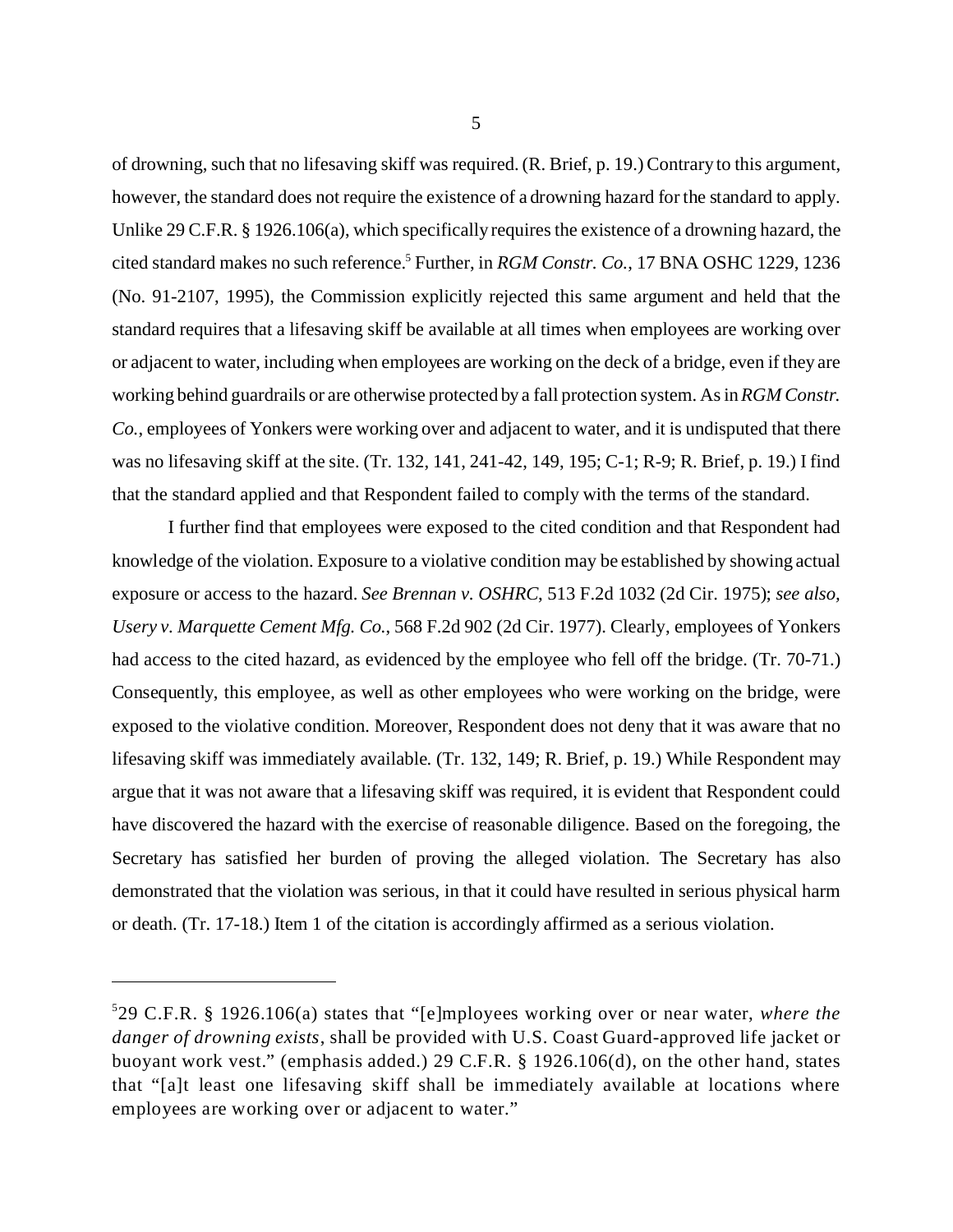of drowning, such that no lifesaving skiff was required. (R. Brief, p. 19.) Contrary to this argument, however, the standard does not require the existence of a drowning hazard for the standard to apply. Unlike 29 C.F.R. § 1926.106(a), which specifically requires the existence of a drowning hazard, the cited standard makes no such reference.[5] Further, in *RGM Constr. Co.*, 17 BNA OSHC 1229, 1236 (No. 91-2107, 1995), the Commission explicitly rejected this same argument and held that the standard requires that a lifesaving skiff be available at all times when employees are working over or adjacent to water, including when employees are working on the deck of a bridge, even if they are working behind guardrails or are otherwise protected by a fall protection system. As in *RGM Constr. Co.*, employees of Yonkers were working over and adjacent to water, and it is undisputed that there was no lifesaving skiff at the site. (Tr. 132, 141, 241-42, 149, 195; C-1; R-9; R. Brief, p. 19.) I find that the standard applied and that Respondent failed to comply with the terms of the standard.

I further find that employees were exposed to the cited condition and that Respondent had knowledge of the violation. Exposure to a violative condition may be established by showing actual exposure or access to the hazard. *See Brennan v. OSHRC*, 513 F.2d 1032 (2d Cir. 1975); *see also, Usery v. Marquette Cement Mfg. Co.*, 568 F.2d 902 (2d Cir. 1977). Clearly, employees of Yonkers had access to the cited hazard, as evidenced by the employee who fell off the bridge. (Tr. 70-71.) Consequently, this employee, as well as other employees who were working on the bridge, were exposed to the violative condition. Moreover, Respondent does not deny that it was aware that no lifesaving skiff was immediately available. (Tr. 132, 149; R. Brief, p. 19.) While Respondent may argue that it was not aware that a lifesaving skiff was required, it is evident that Respondent could have discovered the hazard with the exercise of reasonable diligence. Based on the foregoing, the Secretary has satisfied her burden of proving the alleged violation. The Secretary has also demonstrated that the violation was serious, in that it could have resulted in serious physical harm or death. (Tr. 17-18.) Item 1 of the citation is accordingly affirmed as a serious violation.

---

[5] 29 C.F.R. § 1926.106(a) states that "[e]mployees working over or near water, *where the danger of drowning exists*, shall be provided with U.S. Coast Guard-approved life jacket or buoyant work vest." (emphasis added.) 29 C.F.R. § 1926.106(d), on the other hand, states that "[a]t least one lifesaving skiff shall be immediately available at locations where employees are working over or adjacent to water."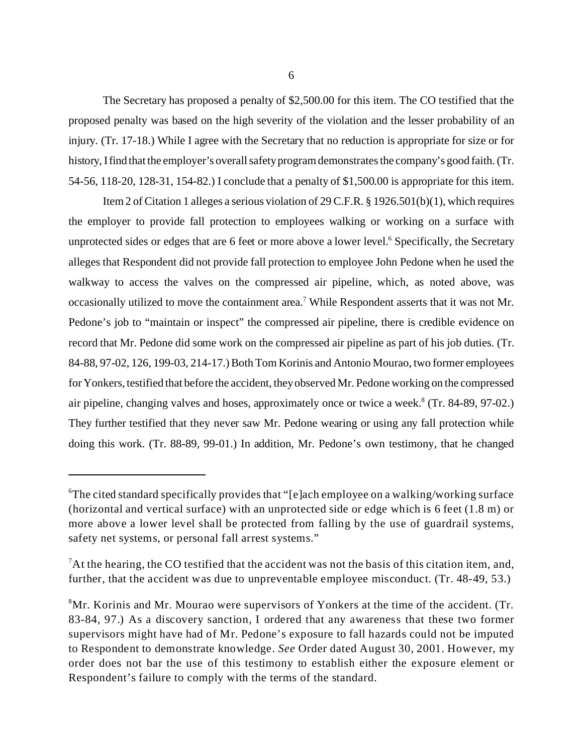The Secretary has proposed a penalty of $2,500.00 for this item. The CO testified that the proposed penalty was based on the high severity of the violation and the lesser probability of an injury. (Tr. 17-18.) While I agree with the Secretary that no reduction is appropriate for size or for history, I find that the employer's overall safety program demonstrates the company's good faith. (Tr. 54-56, 118-20, 128-31, 154-82.) I conclude that a penalty of $1,500.00 is appropriate for this item.

Item 2 of Citation 1 alleges a serious violation of 29 C.F.R. § 1926.501(b)(1), which requires the employer to provide fall protection to employees walking or working on a surface with unprotected sides or edges that are 6 feet or more above a lower level.[6] Specifically, the Secretary alleges that Respondent did not provide fall protection to employee John Pedone when he used the walkway to access the valves on the compressed air pipeline, which, as noted above, was occasionally utilized to move the containment area.[7] While Respondent asserts that it was not Mr. Pedone's job to "maintain or inspect" the compressed air pipeline, there is credible evidence on record that Mr. Pedone did some work on the compressed air pipeline as part of his job duties. (Tr. 84-88, 97-02, 126, 199-03, 214-17.) Both Tom Korinis and Antonio Mourao, two former employees for Yonkers, testified that before the accident, they observed Mr. Pedone working on the compressed air pipeline, changing valves and hoses, approximately once or twice a week.[8] (Tr. 84-89, 97-02.) They further testified that they never saw Mr. Pedone wearing or using any fall protection while doing this work. (Tr. 88-89, 99-01.) In addition, Mr. Pedone's own testimony, that he changed

---

[6]The cited standard specifically provides that "[e]ach employee on a walking/working surface (horizontal and vertical surface) with an unprotected side or edge which is 6 feet (1.8 m) or more above a lower level shall be protected from falling by the use of guardrail systems, safety net systems, or personal fall arrest systems."

[7]At the hearing, the CO testified that the accident was not the basis of this citation item, and, further, that the accident was due to unpreventable employee misconduct. (Tr. 48-49, 53.)

[8]Mr. Korinis and Mr. Mourao were supervisors of Yonkers at the time of the accident. (Tr. 83-84, 97.) As a discovery sanction, I ordered that any awareness that these two former supervisors might have had of Mr. Pedone's exposure to fall hazards could not be imputed to Respondent to demonstrate knowledge. *See* Order dated August 30, 2001. However, my order does not bar the use of this testimony to establish either the exposure element or Respondent's failure to comply with the terms of the standard.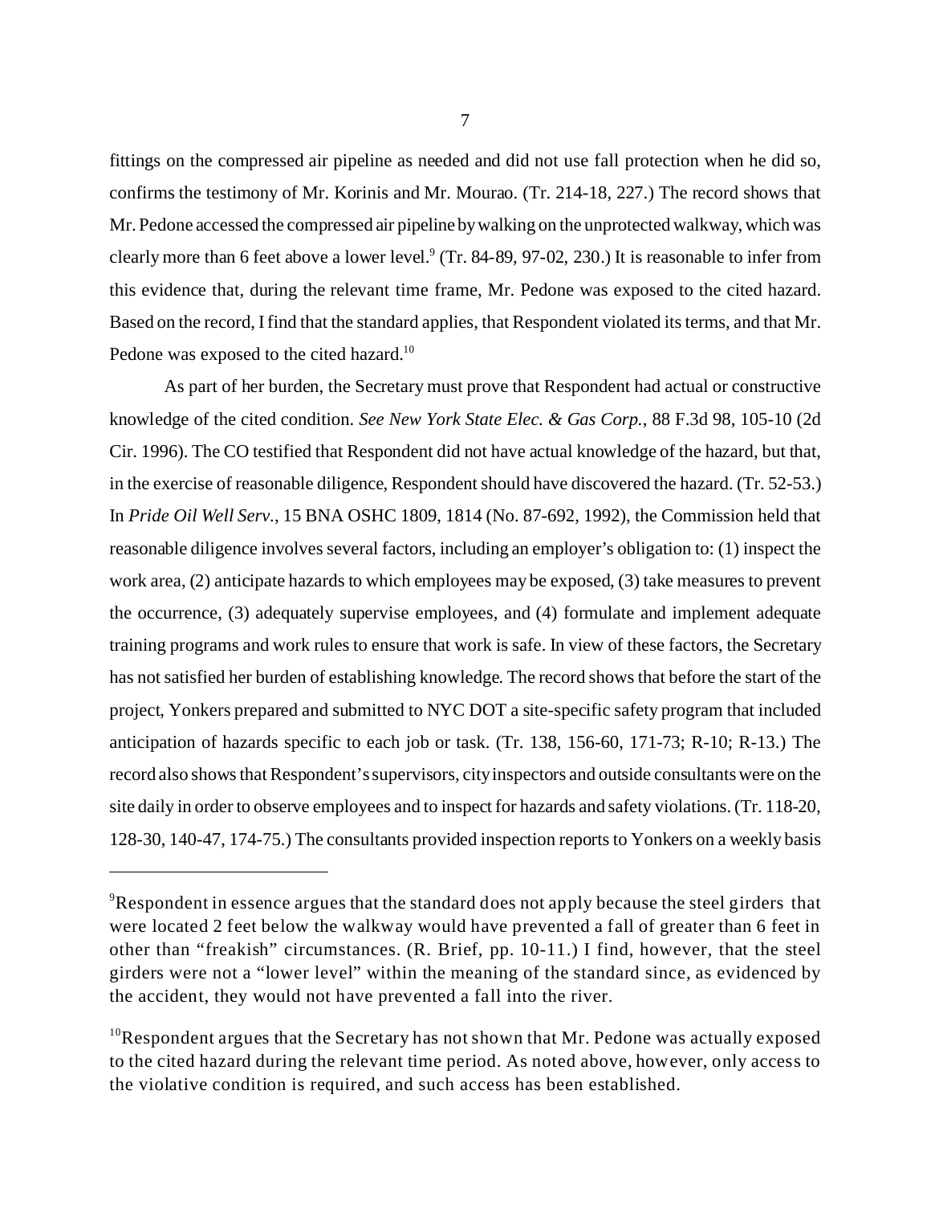fittings on the compressed air pipeline as needed and did not use fall protection when he did so, confirms the testimony of Mr. Korinis and Mr. Mourao. (Tr. 214-18, 227.) The record shows that Mr. Pedone accessed the compressed air pipeline by walking on the unprotected walkway, which was clearly more than 6 feet above a lower level.[9] (Tr. 84-89, 97-02, 230.) It is reasonable to infer from this evidence that, during the relevant time frame, Mr. Pedone was exposed to the cited hazard. Based on the record, I find that the standard applies, that Respondent violated its terms, and that Mr. Pedone was exposed to the cited hazard.[10]

As part of her burden, the Secretary must prove that Respondent had actual or constructive knowledge of the cited condition. *See New York State Elec. & Gas Corp.*, 88 F.3d 98, 105-10 (2d Cir. 1996). The CO testified that Respondent did not have actual knowledge of the hazard, but that, in the exercise of reasonable diligence, Respondent should have discovered the hazard. (Tr. 52-53.) In *Pride Oil Well Serv.*, 15 BNA OSHC 1809, 1814 (No. 87-692, 1992), the Commission held that reasonable diligence involves several factors, including an employer's obligation to: (1) inspect the work area, (2) anticipate hazards to which employees may be exposed, (3) take measures to prevent the occurrence, (3) adequately supervise employees, and (4) formulate and implement adequate training programs and work rules to ensure that work is safe. In view of these factors, the Secretary has not satisfied her burden of establishing knowledge. The record shows that before the start of the project, Yonkers prepared and submitted to NYC DOT a site-specific safety program that included anticipation of hazards specific to each job or task. (Tr. 138, 156-60, 171-73; R-10; R-13.) The record also shows that Respondent's supervisors, city inspectors and outside consultants were on the site daily in order to observe employees and to inspect for hazards and safety violations. (Tr. 118-20, 128-30, 140-47, 174-75.) The consultants provided inspection reports to Yonkers on a weekly basis

---

[9]Respondent in essence argues that the standard does not apply because the steel girders that were located 2 feet below the walkway would have prevented a fall of greater than 6 feet in other than "freakish" circumstances. (R. Brief, pp. 10-11.) I find, however, that the steel girders were not a "lower level" within the meaning of the standard since, as evidenced by the accident, they would not have prevented a fall into the river.

[10]Respondent argues that the Secretary has not shown that Mr. Pedone was actually exposed to the cited hazard during the relevant time period. As noted above, however, only access to the violative condition is required, and such access has been established.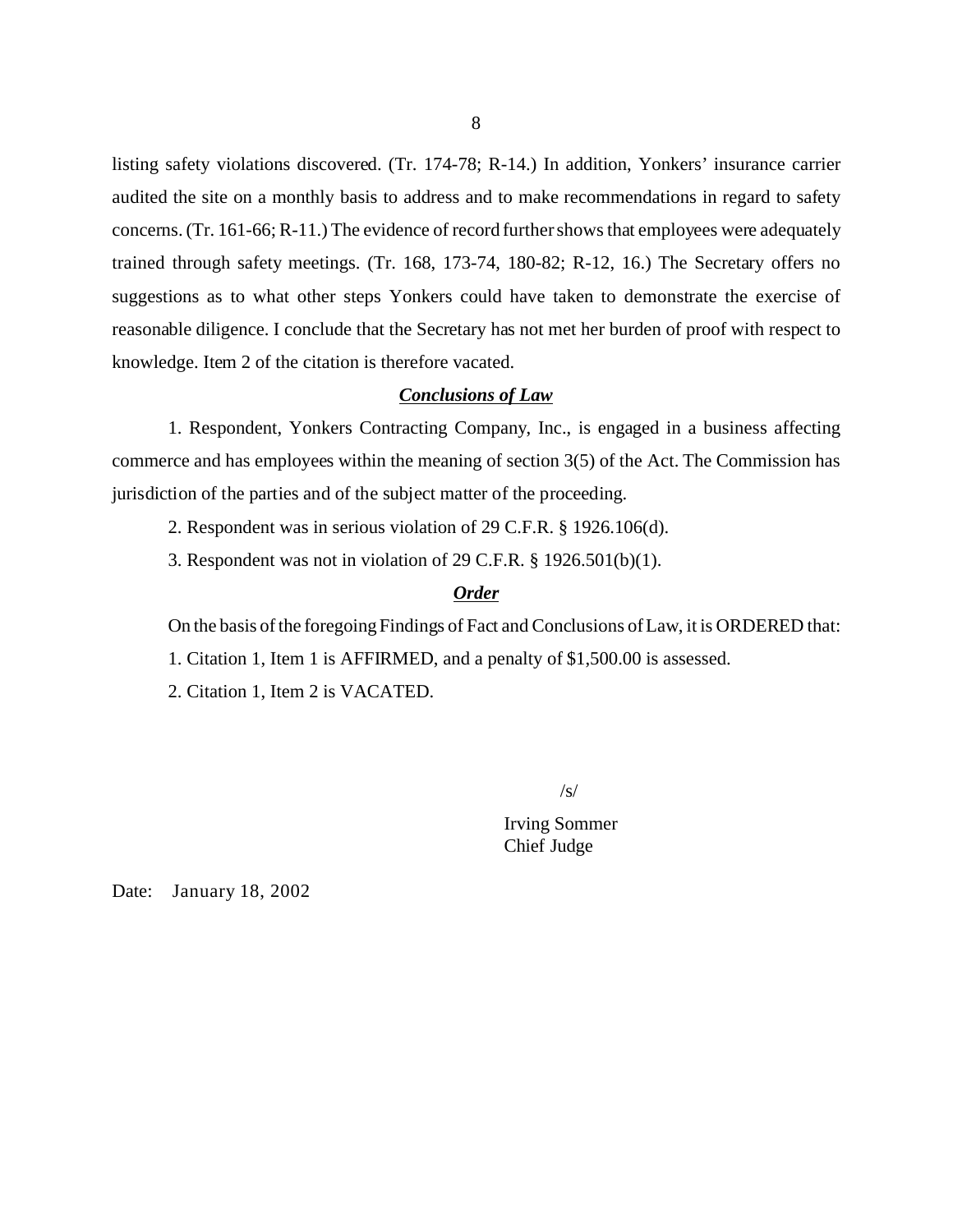listing safety violations discovered. (Tr. 174-78; R-14.) In addition, Yonkers' insurance carrier audited the site on a monthly basis to address and to make recommendations in regard to safety concerns. (Tr. 161-66; R-11.) The evidence of record further shows that employees were adequately trained through safety meetings. (Tr. 168, 173-74, 180-82; R-12, 16.) The Secretary offers no suggestions as to what other steps Yonkers could have taken to demonstrate the exercise of reasonable diligence. I conclude that the Secretary has not met her burden of proof with respect to knowledge. Item 2 of the citation is therefore vacated.

## ***Conclusions of Law***

1. Respondent, Yonkers Contracting Company, Inc., is engaged in a business affecting commerce and has employees within the meaning of section 3(5) of the Act. The Commission has jurisdiction of the parties and of the subject matter of the proceeding.

2. Respondent was in serious violation of 29 C.F.R. § 1926.106(d).

3. Respondent was not in violation of 29 C.F.R. § 1926.501(b)(1).

## ***Order***

On the basis of the foregoing Findings of Fact and Conclusions of Law, it is ORDERED that:

1. Citation 1, Item 1 is AFFIRMED, and a penalty of $1,500.00 is assessed.

2. Citation 1, Item 2 is VACATED.

/s/

Irving Sommer
Chief Judge

Date: January 18, 2002